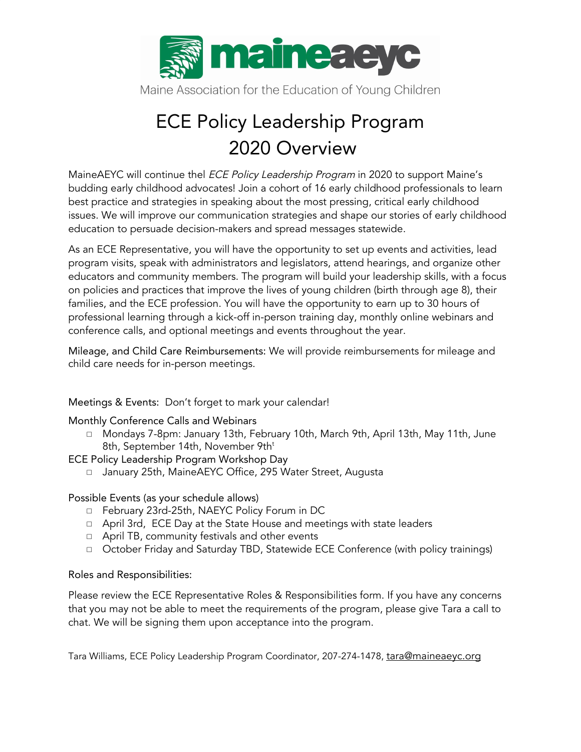maineaeyc

Maine Association for the Education of Young Children

# ECE Policy Leadership Program 2020 Overview

MaineAEYC will continue thel *ECE Policy Leadership Program* in 2020 to support Maine's budding early childhood advocates! Join a cohort of 16 early childhood professionals to learn best practice and strategies in speaking about the most pressing, critical early childhood issues. We will improve our communication strategies and shape our stories of early childhood education to persuade decision-makers and spread messages statewide.

As an ECE Representative, you will have the opportunity to set up events and activities, lead program visits, speak with administrators and legislators, attend hearings, and organize other educators and community members. The program will build your leadership skills, with a focus on policies and practices that improve the lives of young children (birth through age 8), their families, and the ECE profession. You will have the opportunity to earn up to 30 hours of professional learning through a kick-off in-person training day, monthly online webinars and conference calls, and optional meetings and events throughout the year.

Mileage, and Child Care Reimbursements: We will provide reimbursements for mileage and child care needs for in-person meetings.

Meetings & Events: Don't forget to mark your calendar!

Monthly Conference Calls and Webinars

- Mondays 7-8pm: January 13th, February 10th, March 9th, April 13th, May 11th, June 8th, September 14th, November 9th[t]

ECE Policy Leadership Program Workshop Day

- January 25th, MaineAEYC Office, 295 Water Street, Augusta

Possible Events (as your schedule allows)

- February 23rd-25th, NAEYC Policy Forum in DC
- April 3rd, ECE Day at the State House and meetings with state leaders
- April TB, community festivals and other events
- October Friday and Saturday TBD, Statewide ECE Conference (with policy trainings)

Roles and Responsibilities:

Please review the ECE Representative Roles & Responsibilities form. If you have any concerns that you may not be able to meet the requirements of the program, please give Tara a call to chat. We will be signing them upon acceptance into the program.

Tara Williams, ECE Policy Leadership Program Coordinator, 207-274-1478, tara@maineaeyc.org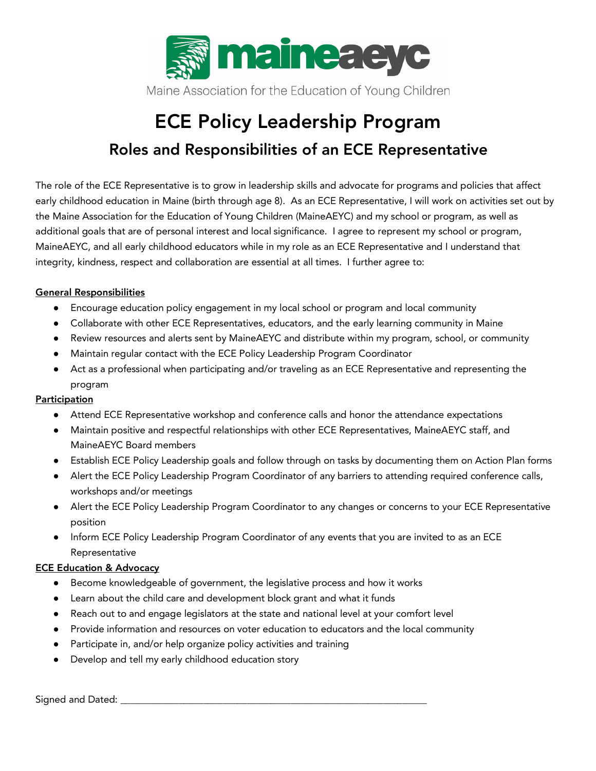maineaeyc

Maine Association for the Education of Young Children

# ECE Policy Leadership Program

## Roles and Responsibilities of an ECE Representative

The role of the ECE Representative is to grow in leadership skills and advocate for programs and policies that affect early childhood education in Maine (birth through age 8). As an ECE Representative, I will work on activities set out by the Maine Association for the Education of Young Children (MaineAEYC) and my school or program, as well as additional goals that are of personal interest and local significance. I agree to represent my school or program, MaineAEYC, and all early childhood educators while in my role as an ECE Representative and I understand that integrity, kindness, respect and collaboration are essential at all times. I further agree to:

**General Responsibilities**

- Encourage education policy engagement in my local school or program and local community
- Collaborate with other ECE Representatives, educators, and the early learning community in Maine
- Review resources and alerts sent by MaineAEYC and distribute within my program, school, or community
- Maintain regular contact with the ECE Policy Leadership Program Coordinator
- Act as a professional when participating and/or traveling as an ECE Representative and representing the program

**Participation**

- Attend ECE Representative workshop and conference calls and honor the attendance expectations
- Maintain positive and respectful relationships with other ECE Representatives, MaineAEYC staff, and MaineAEYC Board members
- Establish ECE Policy Leadership goals and follow through on tasks by documenting them on Action Plan forms
- Alert the ECE Policy Leadership Program Coordinator of any barriers to attending required conference calls, workshops and/or meetings
- Alert the ECE Policy Leadership Program Coordinator to any changes or concerns to your ECE Representative position
- Inform ECE Policy Leadership Program Coordinator of any events that you are invited to as an ECE Representative

**ECE Education & Advocacy**

- Become knowledgeable of government, the legislative process and how it works
- Learn about the child care and development block grant and what it funds
- Reach out to and engage legislators at the state and national level at your comfort level
- Provide information and resources on voter education to educators and the local community
- Participate in, and/or help organize policy activities and training
- Develop and tell my early childhood education story

Signed and Dated: ______________________________________________________________